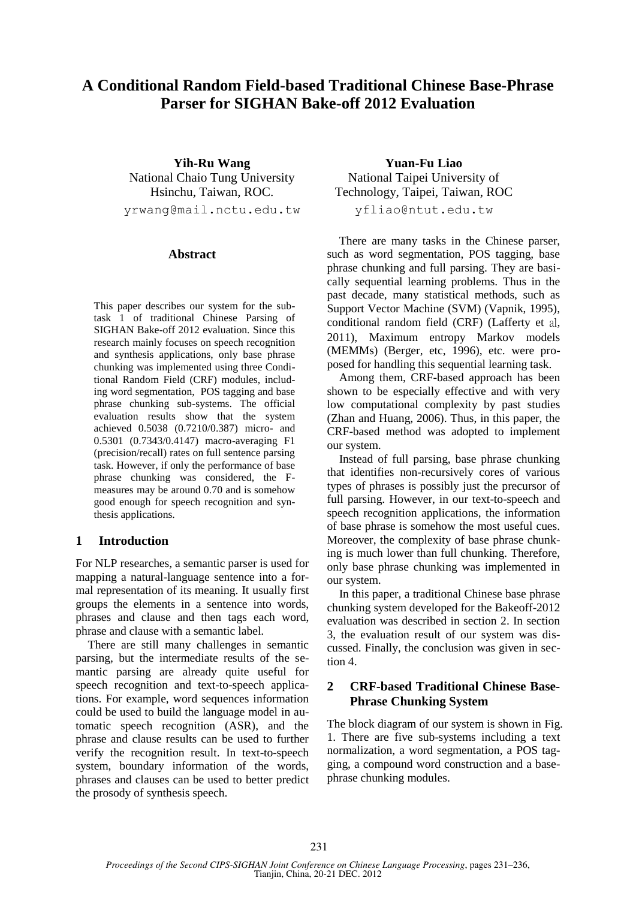# A Conditional Random Field-based Traditional Chinese Base-Phrase Parser for SIGHAN Bake-off 2012 Evaluation

**Yih-Ru Wang**
National Chiao Tung University
Hsinchu, Taiwan, ROC.
yrwang@mail.nctu.edu.tw

**Yuan-Fu Liao**
National Taipei University of Technology, Taipei, Taiwan, ROC
yfliao@ntut.edu.tw

## Abstract

This paper describes our system for the subtask 1 of traditional Chinese Parsing of SIGHAN Bake-off 2012 evaluation. Since this research mainly focuses on speech recognition and synthesis applications, only base phrase chunking was implemented using three Conditional Random Field (CRF) modules, including word segmentation, POS tagging and base phrase chunking sub-systems. The official evaluation results show that the system achieved 0.5038 (0.7210/0.387) micro- and 0.5301 (0.7343/0.4147) macro-averaging F1 (precision/recall) rates on full sentence parsing task. However, if only the performance of base phrase chunking was considered, the F-measures may be around 0.70 and is somehow good enough for speech recognition and synthesis applications.

## 1 Introduction

For NLP researches, a semantic parser is used for mapping a natural-language sentence into a formal representation of its meaning. It usually first groups the elements in a sentence into words, phrases and clause and then tags each word, phrase and clause with a semantic label.

There are still many challenges in semantic parsing, but the intermediate results of the semantic parsing are already quite useful for speech recognition and text-to-speech applications. For example, word sequences information could be used to build the language model in automatic speech recognition (ASR), and the phrase and clause results can be used to further verify the recognition result. In text-to-speech system, boundary information of the words, phrases and clauses can be used to better predict the prosody of synthesis speech.

There are many tasks in the Chinese parser, such as word segmentation, POS tagging, base phrase chunking and full parsing. They are basically sequential learning problems. Thus in the past decade, many statistical methods, such as Support Vector Machine (SVM) (Vapnik, 1995), conditional random field (CRF) (Lafferty et al, 2011), Maximum entropy Markov models (MEMMs) (Berger, etc, 1996), etc. were proposed for handling this sequential learning task.

Among them, CRF-based approach has been shown to be especially effective and with very low computational complexity by past studies (Zhan and Huang, 2006). Thus, in this paper, the CRF-based method was adopted to implement our system.

Instead of full parsing, base phrase chunking that identifies non-recursively cores of various types of phrases is possibly just the precursor of full parsing. However, in our text-to-speech and speech recognition applications, the information of base phrase is somehow the most useful cues. Moreover, the complexity of base phrase chunking is much lower than full chunking. Therefore, only base phrase chunking was implemented in our system.

In this paper, a traditional Chinese base phrase chunking system developed for the Bakeoff-2012 evaluation was described in section 2. In section 3, the evaluation result of our system was discussed. Finally, the conclusion was given in section 4.

## 2 CRF-based Traditional Chinese Base-Phrase Chunking System

The block diagram of our system is shown in Fig. 1. There are five sub-systems including a text normalization, a word segmentation, a POS tagging, a compound word construction and a base-phrase chunking modules.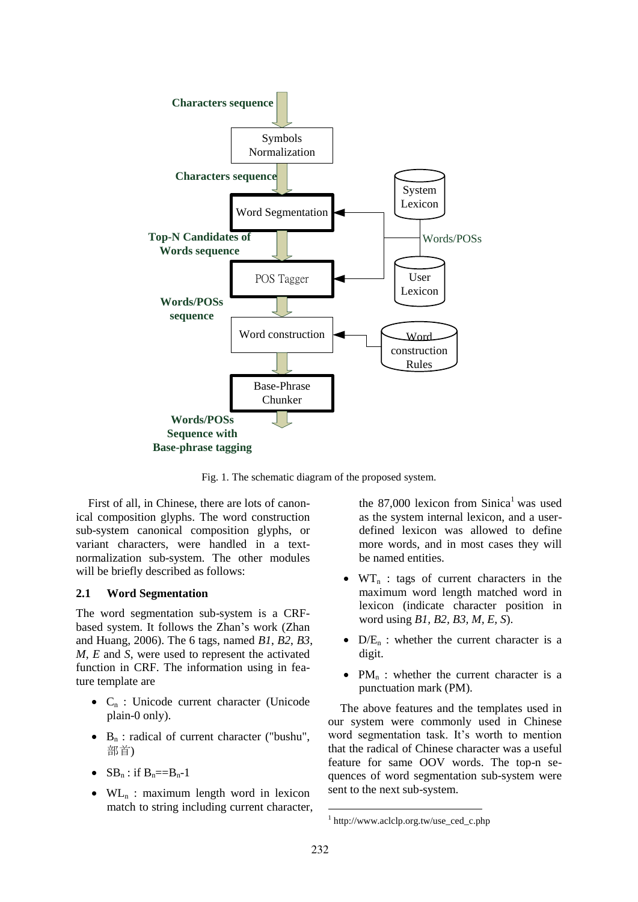Fig. 1. The schematic diagram of the proposed system.

First of all, in Chinese, there are lots of canonical composition glyphs. The word construction sub-system canonical composition glyphs, or variant characters, were handled in a text-normalization sub-system. The other modules will be briefly described as follows:

### 2.1 Word Segmentation

The word segmentation sub-system is a CRF-based system. It follows the Zhan's work (Zhan and Huang, 2006). The 6 tags, named *B1*, *B2*, *B3*, *M*, *E* and *S*, were used to represent the activated function in CRF. The information using in feature template are

- $C_n$ : Unicode current character (Unicode plain-0 only).
- $B_n$ : radical of current character ("bushu", 部首)
- $SB_n$ : if $B_n$==$B_n$-1
- $WL_n$ : maximum length word in lexicon match to string including current character, the 87,000 lexicon from Sinica[1] was used as the system internal lexicon, and a user-defined lexicon was allowed to define more words, and in most cases they will be named entities.
- $WT_n$ : tags of current characters in the maximum word length matched word in lexicon (indicate character position in word using *B1*, *B2*, *B3*, *M*, *E*, *S*).
- $D/E_n$ : whether the current character is a digit.
- $PM_n$ : whether the current character is a punctuation mark (PM).

The above features and the templates used in our system were commonly used in Chinese word segmentation task. It's worth to mention that the radical of Chinese character was a useful feature for same OOV words. The top-n sequences of word segmentation sub-system were sent to the next sub-system.

[1] http://www.aclclp.org.tw/use_ced_c.php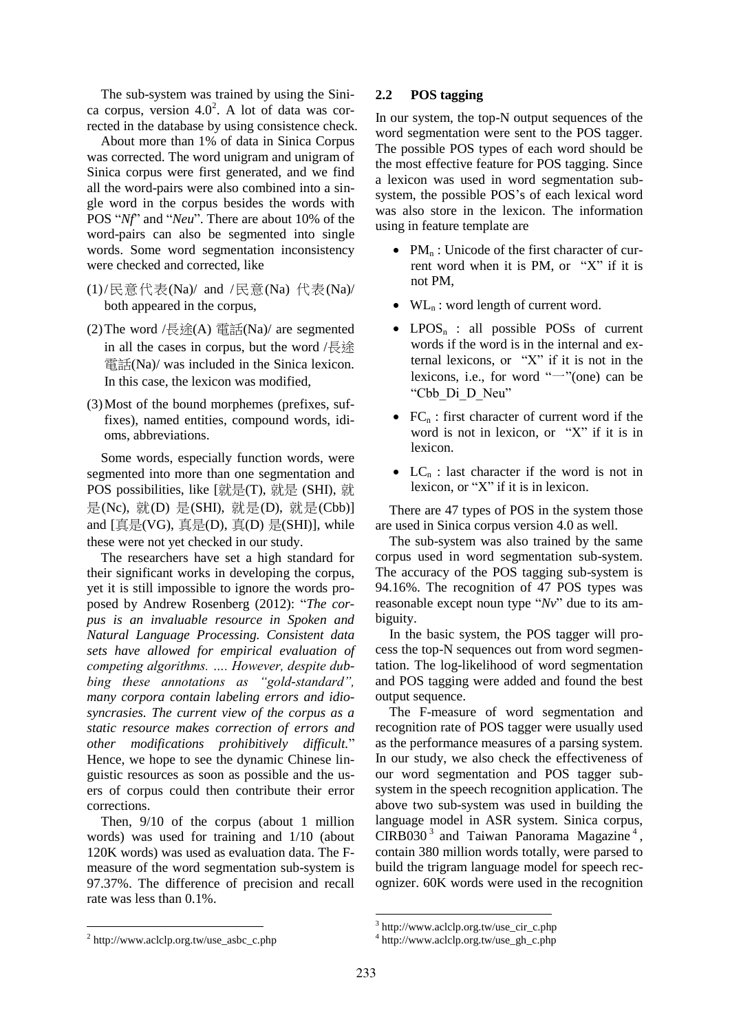The sub-system was trained by using the Sinica corpus, version 4.0[2]. A lot of data was corrected in the database by using consistence check.

About more than 1% of data in Sinica Corpus was corrected. The word unigram and unigram of Sinica corpus were first generated, and we find all the word-pairs were also combined into a single word in the corpus besides the words with POS "*Nf*" and "*Neu*". There are about 10% of the word-pairs can also be segmented into single words. Some word segmentation inconsistency were checked and corrected, like

(1) /民意代表(Na)/ and /民意(Na) 代表(Na)/ both appeared in the corpus,

(2) The word /長途(A) 電話(Na)/ are segmented in all the cases in corpus, but the word /長途電話(Na)/ was included in the Sinica lexicon. In this case, the lexicon was modified,

(3) Most of the bound morphemes (prefixes, suffixes), named entities, compound words, idioms, abbreviations.

Some words, especially function words, were segmented into more than one segmentation and POS possibilities, like [就是(T), 就是 (SHI), 就是(Nc), 就(D) 是(SHI), 就是(D), 就是(Cbb)] and [真是(VG), 真是(D), 真(D) 是(SHI)], while these were not yet checked in our study.

The researchers have set a high standard for their significant works in developing the corpus, yet it is still impossible to ignore the words proposed by Andrew Rosenberg (2012): "*The corpus is an invaluable resource in Spoken and Natural Language Processing. Consistent data sets have allowed for empirical evaluation of competing algorithms. …. However, despite dubbing these annotations as "gold-standard", many corpora contain labeling errors and idiosyncrasies. The current view of the corpus as a static resource makes correction of errors and other modifications prohibitively difficult.*" Hence, we hope to see the dynamic Chinese linguistic resources as soon as possible and the users of corpus could then contribute their error corrections.

Then, 9/10 of the corpus (about 1 million words) was used for training and 1/10 (about 120K words) was used as evaluation data. The F-measure of the word segmentation sub-system is 97.37%. The difference of precision and recall rate was less than 0.1%.

## 2.2 POS tagging

In our system, the top-N output sequences of the word segmentation were sent to the POS tagger. The possible POS types of each word should be the most effective feature for POS tagging. Since a lexicon was used in word segmentation subsystem, the possible POS's of each lexical word was also store in the lexicon. The information using in feature template are

- $PM_n$ : Unicode of the first character of current word when it is PM, or "X" if it is not PM,
- $WL_n$ : word length of current word.
- $LPOS_n$ : all possible POSs of current words if the word is in the internal and external lexicons, or "X" if it is not in the lexicons, i.e., for word "一"(one) can be "Cbb_Di_D_Neu"
- $FC_n$ : first character of current word if the word is not in lexicon, or "X" if it is in lexicon.
- $LC_n$ : last character if the word is not in lexicon, or "X" if it is in lexicon.

There are 47 types of POS in the system those are used in Sinica corpus version 4.0 as well.

The sub-system was also trained by the same corpus used in word segmentation sub-system. The accuracy of the POS tagging sub-system is 94.16%. The recognition of 47 POS types was reasonable except noun type "*Nv*" due to its ambiguity.

In the basic system, the POS tagger will process the top-N sequences out from word segmentation. The log-likelihood of word segmentation and POS tagging were added and found the best output sequence.

The F-measure of word segmentation and recognition rate of POS tagger were usually used as the performance measures of a parsing system. In our study, we also check the effectiveness of our word segmentation and POS tagger subsystem in the speech recognition application. The above two sub-system was used in building the language model in ASR system. Sinica corpus, CIRB030[3] and Taiwan Panorama Magazine[4], contain 380 million words totally, were parsed to build the trigram language model for speech recognizer. 60K words were used in the recognition

[2] http://www.aclclp.org.tw/use_asbc_c.php

[3] http://www.aclclp.org.tw/use_cir_c.php

[4] http://www.aclclp.org.tw/use_gh_c.php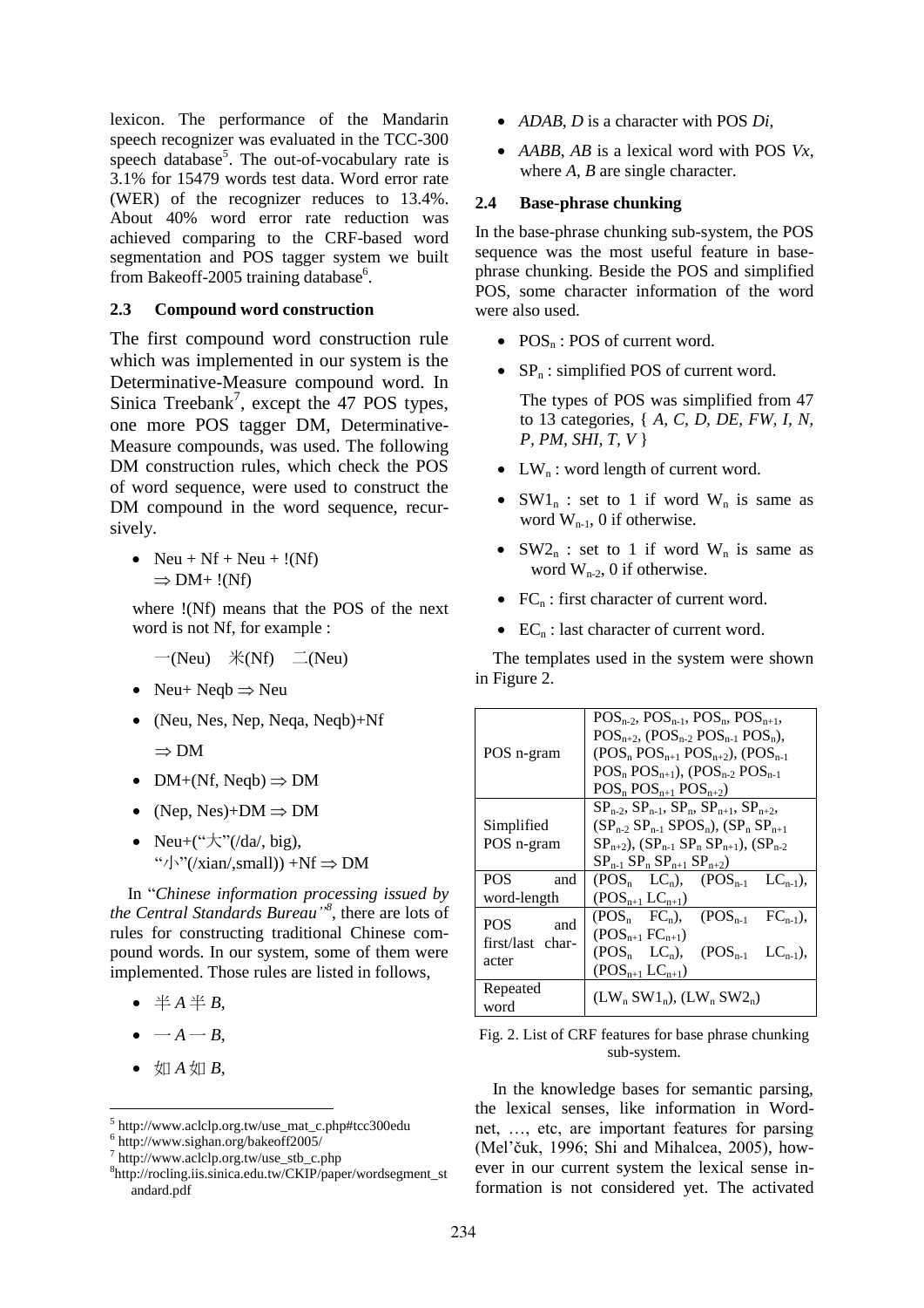lexicon. The performance of the Mandarin speech recognizer was evaluated in the TCC-300 speech database[5]. The out-of-vocabulary rate is 3.1% for 15479 words test data. Word error rate (WER) of the recognizer reduces to 13.4%. About 40% word error rate reduction was achieved comparing to the CRF-based word segmentation and POS tagger system we built from Bakeoff-2005 training database[6].

### 2.3 Compound word construction

The first compound word construction rule which was implemented in our system is the Determinative-Measure compound word. In Sinica Treebank[7], except the 47 POS types, one more POS tagger DM, Determinative-Measure compounds, was used. The following DM construction rules, which check the POS of word sequence, were used to construct the DM compound in the word sequence, recursively.

- Neu + Nf + Neu + !(Nf) $\Rightarrow$ DM+ !(Nf)

  where !(Nf) means that the POS of the next word is not Nf, for example :

  一(Neu) 米(Nf) 二(Neu)

- Neu+ Neqb $\Rightarrow$ Neu
- (Neu, Nes, Nep, Neqa, Neqb)+Nf $\Rightarrow$ DM
- DM+(Nf, Neqb) $\Rightarrow$ DM
- (Nep, Nes)+DM $\Rightarrow$ DM
- Neu+("大"(/da/, big), "小"(/xian/,small)) +Nf $\Rightarrow$ DM

In "*Chinese information processing issued by the Central Standards Bureau*"[8], there are lots of rules for constructing traditional Chinese compound words. In our system, some of them were implemented. Those rules are listed in follows,

- 半 *A* 半 *B*,
- 一 *A* 一 *B*,
- 如 *A* 如 *B*,
- *ADAB*, *D* is a character with POS *Di*,
- *AABB*, *AB* is a lexical word with POS *Vx*, where *A*, *B* are single character.

### 2.4 Base-phrase chunking

In the base-phrase chunking sub-system, the POS sequence was the most useful feature in base-phrase chunking. Beside the POS and simplified POS, some character information of the word were also used.

- $POS_n$ : POS of current word.
- $SP_n$ : simplified POS of current word.

  The types of POS was simplified from 47 to 13 categories, { *A, C, D, DE, FW, I, N, P, PM, SHI, T, V* }

- $LW_n$ : word length of current word.
- $SW1_n$ : set to 1 if word $W_n$ is same as word $W_{n-1}$, 0 if otherwise.
- $SW2_n$ : set to 1 if word $W_n$ is same as word $W_{n-2}$, 0 if otherwise.
- $FC_n$ : first character of current word.
- $EC_n$ : last character of current word.

The templates used in the system were shown in Figure 2.

| | |
|---|---|
| POS n-gram | $POS_{n-2}$, $POS_{n-1}$, $POS_n$, $POS_{n+1}$, $POS_{n+2}$, ($POS_{n-2}$ $POS_{n-1}$ $POS_n$), ($POS_n$ $POS_{n+1}$ $POS_{n+2}$), ($POS_{n-1}$ $POS_n$ $POS_{n+1}$), ($POS_{n-2}$ $POS_{n-1}$ $POS_n$ $POS_{n+1}$ $POS_{n+2}$) |
| Simplified POS n-gram | $SP_{n-2}$, $SP_{n-1}$, $SP_n$, $SP_{n+1}$, $SP_{n+2}$, ($SP_{n-2}$ $SP_{n-1}$ $SPOS_n$), ($SP_n$ $SP_{n+1}$ $SP_{n+2}$), ($SP_{n-1}$ $SP_n$ $SP_{n+1}$), ($SP_{n-2}$ $SP_{n-1}$ $SP_n$ $SP_{n+1}$ $SP_{n+2}$) |
| POS and word-length | ($POS_n$ $LC_n$), ($POS_{n-1}$ $LC_{n-1}$), ($POS_{n+1}$ $LC_{n+1}$) |
| POS and first/last character | ($POS_n$ $FC_n$), ($POS_{n-1}$ $FC_{n-1}$), ($POS_{n+1}$ $FC_{n+1}$) ($POS_n$ $LC_n$), ($POS_{n-1}$ $LC_{n-1}$), ($POS_{n+1}$ $LC_{n+1}$) |
| Repeated word | ($LW_n$ $SW1_n$), ($LW_n$ $SW2_n$) |

Fig. 2. List of CRF features for base phrase chunking sub-system.

In the knowledge bases for semantic parsing, the lexical senses, like information in Wordnet, …, etc, are important features for parsing (Mel'čuk, 1996; Shi and Mihalcea, 2005), however in our current system the lexical sense information is not considered yet. The activated

[5] http://www.aclclp.org.tw/use_mat_c.php#tcc300edu

[6] http://www.sighan.org/bakeoff2005/

[7] http://www.aclclp.org.tw/use_stb_c.php

[8] http://rocling.iis.sinica.edu.tw/CKIP/paper/wordsegment_standard.pdf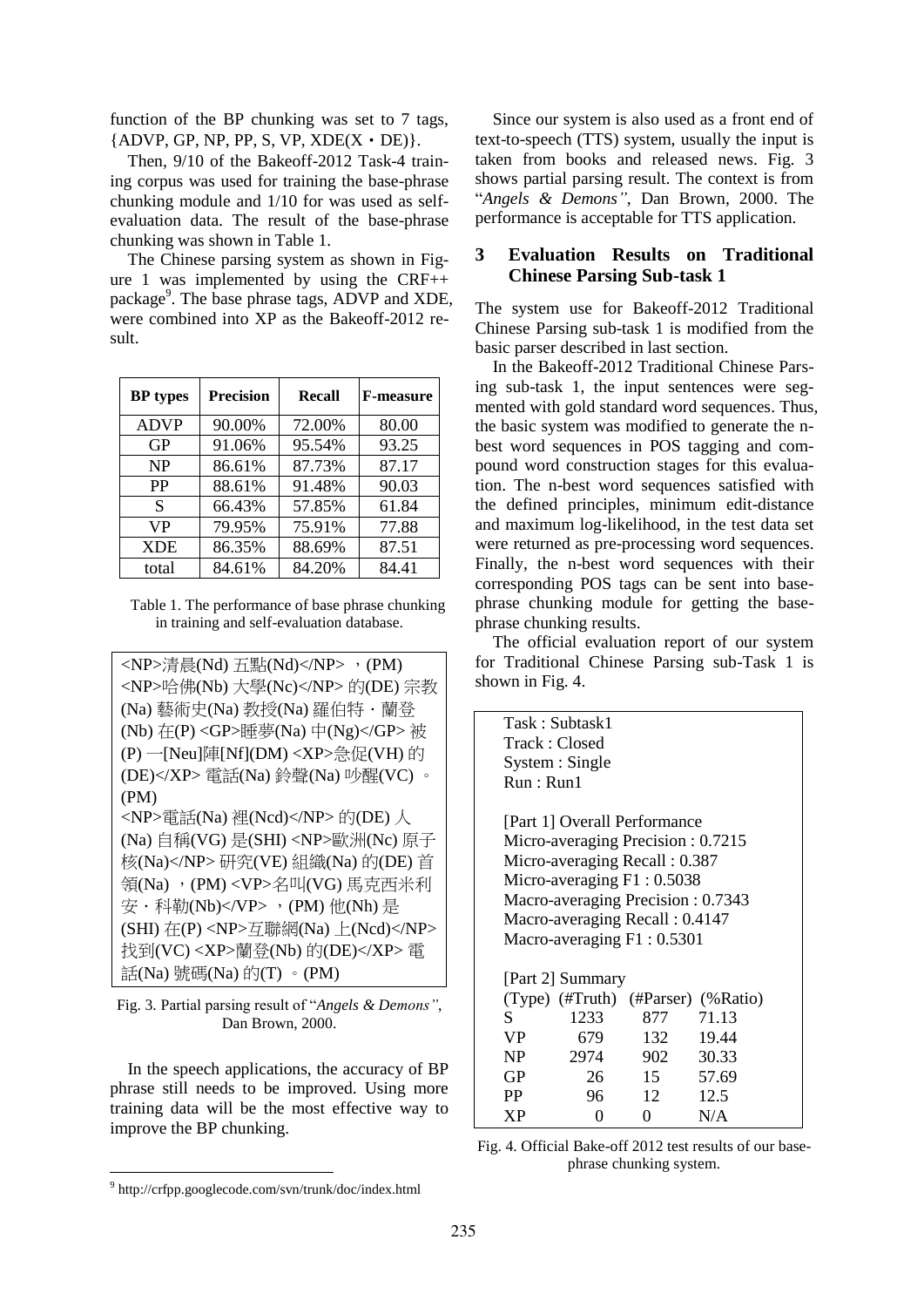function of the BP chunking was set to 7 tags, {ADVP, GP, NP, PP, S, VP, XDE(X・DE)}.

Then, 9/10 of the Bakeoff-2012 Task-4 training corpus was used for training the base-phrase chunking module and 1/10 for was used as self-evaluation data. The result of the base-phrase chunking was shown in Table 1.

The Chinese parsing system as shown in Figure 1 was implemented by using the CRF++ package[9]. The base phrase tags, ADVP and XDE, were combined into XP as the Bakeoff-2012 result.

| BP types | Precision | Recall | F-measure |
|---|---|---|---|
| ADVP | 90.00% | 72.00% | 80.00 |
| GP | 91.06% | 95.54% | 93.25 |
| NP | 86.61% | 87.73% | 87.17 |
| PP | 88.61% | 91.48% | 90.03 |
| S | 66.43% | 57.85% | 61.84 |
| VP | 79.95% | 75.91% | 77.88 |
| XDE | 86.35% | 88.69% | 87.51 |
| total | 84.61% | 84.20% | 84.41 |

Table 1. The performance of base phrase chunking in training and self-evaluation database.

```
<NP>清晨(Nd) 五點(Nd)</NP> ，(PM) <NP>哈佛(Nb) 大學(Nc)</NP> 的(DE) 宗教(Na) 藝術史(Na) 教授(Na) 羅伯特・蘭登(Nb) 在(P) <GP>睡夢(Na) 中(Ng)</GP> 被(P) 一[Neu]陣[Nf](DM) <XP>急促(VH) 的(DE)</XP> 電話(Na) 鈴聲(Na) 吵醒(VC) 。(PM)
<NP>電話(Na) 裡(Ncd)</NP> 的(DE) 人(Na) 自稱(VG) 是(SHI) <NP>歐洲(Nc) 原子核(Na)</NP> 研究(VE) 組織(Na) 的(DE) 首領(Na) ，(PM) <VP>名叫(VG) 馬克西米利安・科勒(Nb)</VP> ，(PM) 他(Nh) 是(SHI) 在(P) <NP>互聯網(Na) 上(Ncd)</NP> 找到(VC) <XP>蘭登(Nb) 的(DE)</XP> 電話(Na) 號碼(Na) 的(T) 。(PM)
```

Fig. 3. Partial parsing result of "*Angels & Demons"*, Dan Brown, 2000.

In the speech applications, the accuracy of BP phrase still needs to be improved. Using more training data will be the most effective way to improve the BP chunking.

Since our system is also used as a front end of text-to-speech (TTS) system, usually the input is taken from books and released news. Fig. 3 shows partial parsing result. The context is from "*Angels & Demons"*, Dan Brown, 2000. The performance is acceptable for TTS application.

## 3 Evaluation Results on Traditional Chinese Parsing Sub-task 1

The system use for Bakeoff-2012 Traditional Chinese Parsing sub-task 1 is modified from the basic parser described in last section.

In the Bakeoff-2012 Traditional Chinese Parsing sub-task 1, the input sentences were segmented with gold standard word sequences. Thus, the basic system was modified to generate the n-best word sequences in POS tagging and compound word construction stages for this evaluation. The n-best word sequences satisfied with the defined principles, minimum edit-distance and maximum log-likelihood, in the test data set were returned as pre-processing word sequences. Finally, the n-best word sequences with their corresponding POS tags can be sent into base-phrase chunking module for getting the base-phrase chunking results.

The official evaluation report of our system for Traditional Chinese Parsing sub-Task 1 is shown in Fig. 4.

```
Task : Subtask1
Track : Closed
System : Single
Run : Run1

[Part 1] Overall Performance
Micro-averaging Precision : 0.7215
Micro-averaging Recall : 0.387
Micro-averaging F1 : 0.5038
Macro-averaging Precision : 0.7343
Macro-averaging Recall : 0.4147
Macro-averaging F1 : 0.5301

[Part 2] Summary
(Type) (#Truth) (#Parser) (%Ratio)
S       1233     877      71.13
VP       679     132      19.44
NP      2974     902      30.33
GP        26      15      57.69
PP        96      12      12.5
XP         0       0      N/A
```

Fig. 4. Official Bake-off 2012 test results of our base-phrase chunking system.

[9] http://crfpp.googlecode.com/svn/trunk/doc/index.html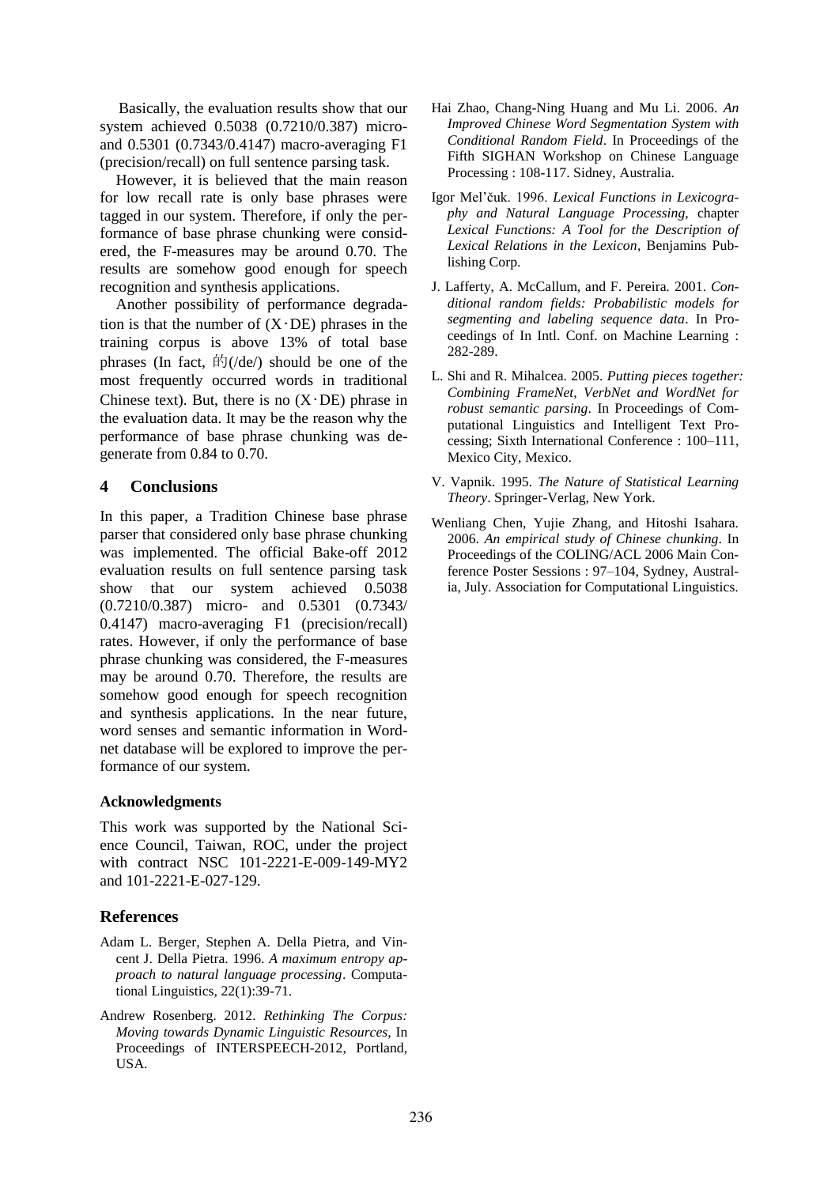Basically, the evaluation results show that our system achieved 0.5038 (0.7210/0.387) micro- and 0.5301 (0.7343/0.4147) macro-averaging F1 (precision/recall) on full sentence parsing task.

However, it is believed that the main reason for low recall rate is only base phrases were tagged in our system. Therefore, if only the performance of base phrase chunking were considered, the F-measures may be around 0.70. The results are somehow good enough for speech recognition and synthesis applications.

Another possibility of performance degradation is that the number of (X‧DE) phrases in the training corpus is above 13% of total base phrases (In fact, 的(/de/) should be one of the most frequently occurred words in traditional Chinese text). But, there is no (X‧DE) phrase in the evaluation data. It may be the reason why the performance of base phrase chunking was degenerate from 0.84 to 0.70.

## 4 Conclusions

In this paper, a Tradition Chinese base phrase parser that considered only base phrase chunking was implemented. The official Bake-off 2012 evaluation results on full sentence parsing task show that our system achieved 0.5038 (0.7210/0.387) micro- and 0.5301 (0.7343/ 0.4147) macro-averaging F1 (precision/recall) rates. However, if only the performance of base phrase chunking was considered, the F-measures may be around 0.70. Therefore, the results are somehow good enough for speech recognition and synthesis applications. In the near future, word senses and semantic information in Wordnet database will be explored to improve the performance of our system.

### Acknowledgments

This work was supported by the National Science Council, Taiwan, ROC, under the project with contract NSC 101-2221-E-009-149-MY2 and 101-2221-E-027-129.

## References

Adam L. Berger, Stephen A. Della Pietra, and Vincent J. Della Pietra. 1996. *A maximum entropy approach to natural language processing*. Computational Linguistics, 22(1):39-71.

Andrew Rosenberg. 2012. *Rethinking The Corpus: Moving towards Dynamic Linguistic Resources*, In Proceedings of INTERSPEECH-2012, Portland, USA.

Hai Zhao, Chang-Ning Huang and Mu Li. 2006. *An Improved Chinese Word Segmentation System with Conditional Random Field*. In Proceedings of the Fifth SIGHAN Workshop on Chinese Language Processing : 108-117. Sidney, Australia.

Igor Mel'čuk. 1996. *Lexical Functions in Lexicography and Natural Language Processing*, chapter *Lexical Functions: A Tool for the Description of Lexical Relations in the Lexicon*, Benjamins Publishing Corp.

J. Lafferty, A. McCallum, and F. Pereira. 2001. *Conditional random fields: Probabilistic models for segmenting and labeling sequence data*. In Proceedings of In Intl. Conf. on Machine Learning : 282-289.

L. Shi and R. Mihalcea. 2005. *Putting pieces together: Combining FrameNet, VerbNet and WordNet for robust semantic parsing*. In Proceedings of Computational Linguistics and Intelligent Text Processing; Sixth International Conference : 100–111, Mexico City, Mexico.

V. Vapnik. 1995. *The Nature of Statistical Learning Theory*. Springer-Verlag, New York.

Wenliang Chen, Yujie Zhang, and Hitoshi Isahara. 2006. *An empirical study of Chinese chunking*. In Proceedings of the COLING/ACL 2006 Main Conference Poster Sessions : 97–104, Sydney, Australia, July. Association for Computational Linguistics.